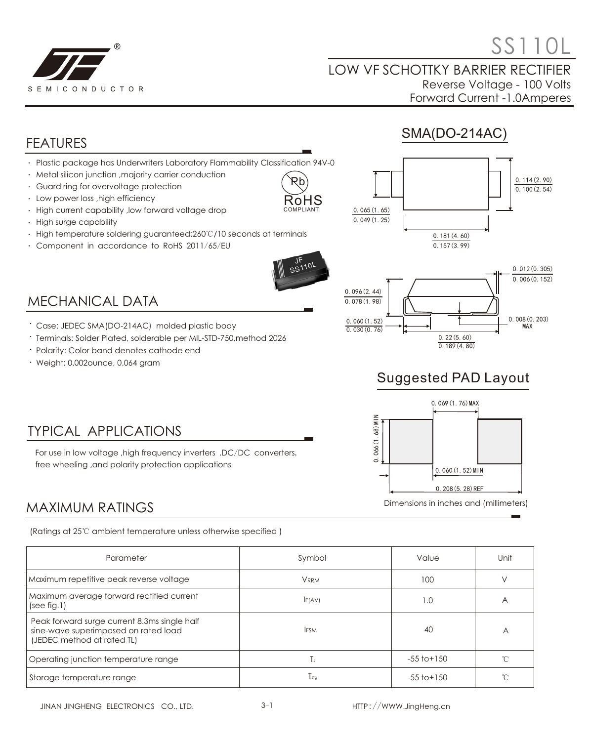# SS110L

## LOW VF SCHOTTKY BARRIER RECTIFIER

Reverse Voltage - 100 Volts

Forward Current -1.0Amperes

## FEATURES

- Plastic package has Underwriters Laboratory Flammability Classification 94V-0
- Metal silicon junction ,majority carrier conduction
- Guard ring for overvoltage protection
- Low power loss ,high efficiency
- High current capability ,low forward voltage drop
- High surge capability
- High temperature soldering guaranteed:260℃/10 seconds at terminals
- Component in accordance to RoHS 2011/65/EU

RoHS COMPLIANT

## SMA(DO-214AC)

0.114(2.90) / 0.100(2.54)
0.065(1.65) / 0.049(1.25)
0.181(4.60) / 0.157(3.99)
0.012(0.305) / 0.006(0.152)
0.096(2.44) / 0.078(1.98)
0.060(1.52) / 0.030(0.76)
0.008(0.203) MAX
0.22(5.60) / 0.189(4.80)

## MECHANICAL DATA

- Case: JEDEC SMA(DO-214AC) molded plastic body
- Terminals: Solder Plated, solderable per MIL-STD-750,method 2026
- Polarity: Color band denotes cathode end
- Weight: 0.002ounce, 0.064 gram

## Suggested PAD Layout

0.069(1.76)MAX
0.066(1.68)MIN
0.060(1.52)MIN
0.208(5.28)REF

Dimensions in inches and (millimeters)

## TYPICAL APPLICATIONS

For use in low voltage ,high frequency inverters ,DC/DC converters, free wheeling ,and polarity protection applications

## MAXIMUM RATINGS

(Ratings at 25℃ ambient temperature unless otherwise specified )

| Parameter | Symbol | Value | Unit |
|---|---|---|---|
| Maximum repetitive peak reverse voltage | $V_{RRM}$ | 100 | V |
| Maximum average forward rectified current (see fig.1) | $I_{F(AV)}$ | 1.0 | A |
| Peak forward surge current 8.3ms single half sine-wave superimposed on rated load (JEDEC method at rated TL) | $I_{FSM}$ | 40 | A |
| Operating junction temperature range | $T_J$ | -55 to+150 | ℃ |
| Storage temperature range | $T_{stg}$ | -55 to+150 | ℃ |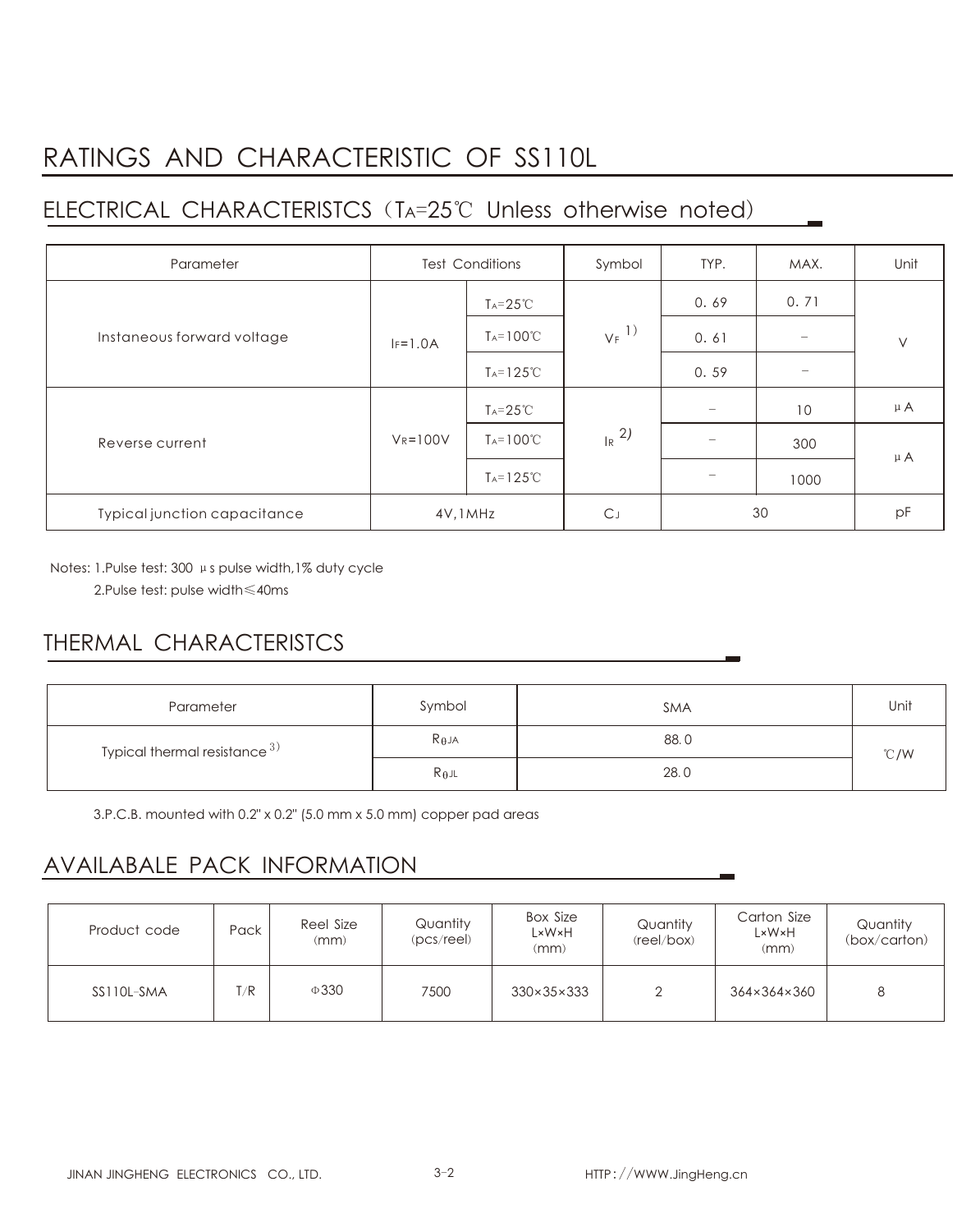# RATINGS AND CHARACTERISTIC OF SS110L

## ELECTRICAL CHARACTERISTCS（$T_A$=25℃ Unless otherwise noted)

| Parameter | Test Conditions | | Symbol | TYP. | MAX. | Unit |
|---|---|---|---|---|---|---|
| Instaneous forward voltage | $I_F$=1.0A | $T_A$=25℃ | $V_F$ 1) | 0.69 | 0.71 | V |
| | | $T_A$=100℃ | | 0.61 | – | |
| | | $T_A$=125℃ | | 0.59 | – | |
| Reverse current | $V_R$=100V | $T_A$=25℃ | $I_R$ 2) | – | 10 | μA |
| | | $T_A$=100℃ | | – | 300 | μA |
| | | $T_A$=125℃ | | – | 1000 | |
| Typical junction capacitance | 4V,1MHz | | $C_J$ | 30 | | pF |

Notes: 1.Pulse test: 300 μs pulse width,1% duty cycle

2.Pulse test: pulse width≤40ms

## THERMAL CHARACTERISTCS

| Parameter | Symbol | SMA | Unit |
|---|---|---|---|
| Typical thermal resistance 3) | $R_{\theta JA}$ | 88.0 | ℃/W |
| | $R_{\theta JL}$ | 28.0 | |

3.P.C.B. mounted with 0.2" x 0.2" (5.0 mm x 5.0 mm) copper pad areas

## AVAILABALE PACK INFORMATION

| Product code | Pack | Reel Size (mm) | Quantity (pcs/reel) | Box Size L×W×H (mm) | Quantity (reel/box) | Carton Size L×W×H (mm) | Quantity (box/carton) |
|---|---|---|---|---|---|---|---|
| SS110L-SMA | T/R | Φ330 | 7500 | 330×35×333 | 2 | 364×364×360 | 8 |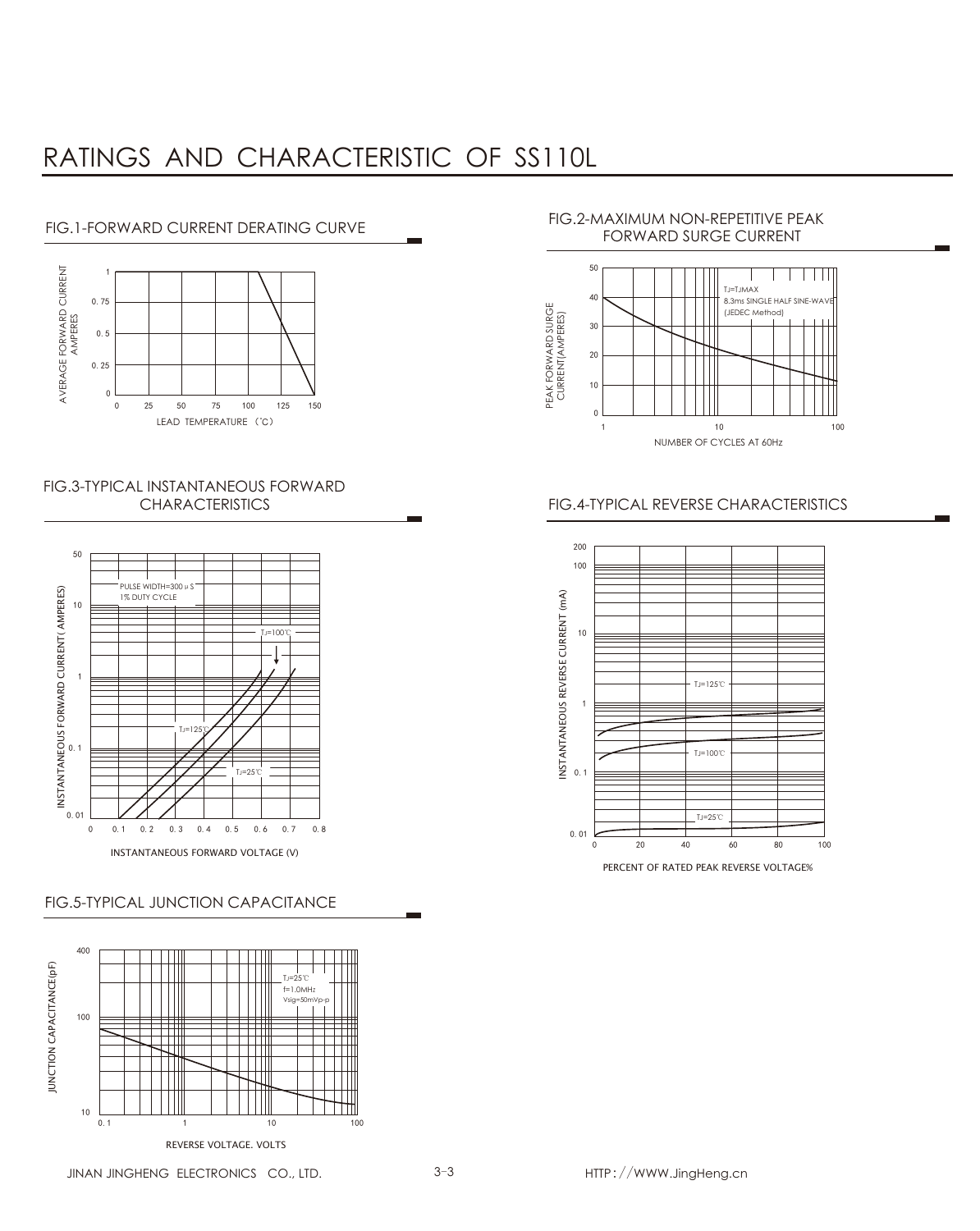# RATINGS AND CHARACTERISTIC OF SS110L

## FIG.1-FORWARD CURRENT DERATING CURVE

AVERAGE FORWARD CURRENT AMPERES

1
0.75
0.5
0.25
0

0 25 50 75 100 125 150

LEAD TEMPERATURE（°C）

## FIG.2-MAXIMUM NON-REPETITIVE PEAK FORWARD SURGE CURRENT

PEAK FORWARD SURGE CURRENT(AMPERES)

50
40
30
20
10
0

TJ=TJMAX
8.3ms SINGLE HALF SINE-WAVE
(JEDEC Method)

1 10 100

NUMBER OF CYCLES AT 60Hz

## FIG.3-TYPICAL INSTANTANEOUS FORWARD CHARACTERISTICS

INSTANTANEOUS FORWARD CURRENT( AMPERES)

50
10
1
0.1
0.01

PULSE WIDTH=300 μ S
1% DUTY CYCLE

TJ=100℃
TJ=125℃
TJ=25℃

0 0.1 0.2 0.3 0.4 0.5 0.6 0.7 0.8

INSTANTANEOUS FORWARD VOLTAGE (V)

## FIG.4-TYPICAL REVERSE CHARACTERISTICS

INSTANTANEOUS REVERSE CURRENT (mA)

200
100
10
1
0.1
0.01

TJ=125℃
TJ=100℃
TJ=25℃

0 20 40 60 80 100

PERCENT OF RATED PEAK REVERSE VOLTAGE%

## FIG.5-TYPICAL JUNCTION CAPACITANCE

JUNCTION CAPACITANCE(pF)

400
100
10

TJ=25℃
f=1.0MHz
Vsig=50mVp-p

0.1 1 10 100

REVERSE VOLTAGE. VOLTS

JINAN JINGHENG ELECTRONICS CO., LTD.

HTTP://WWW.JingHeng.cn